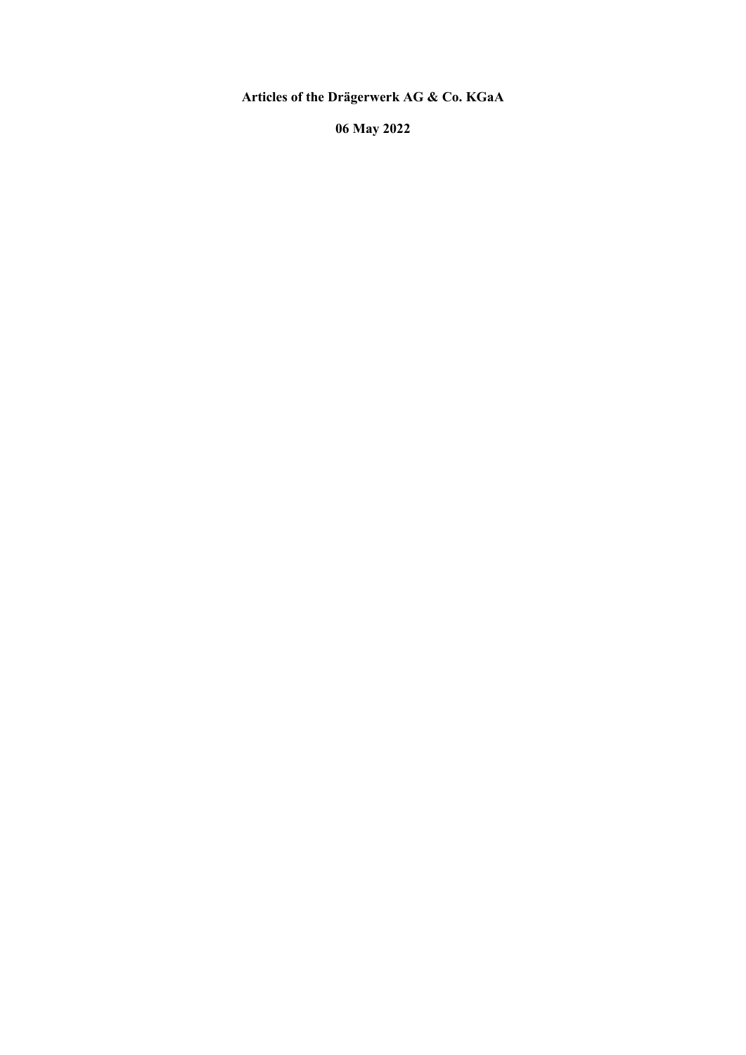**Articles of the Drägerwerk AG & Co. KGaA**

**06 May 2022**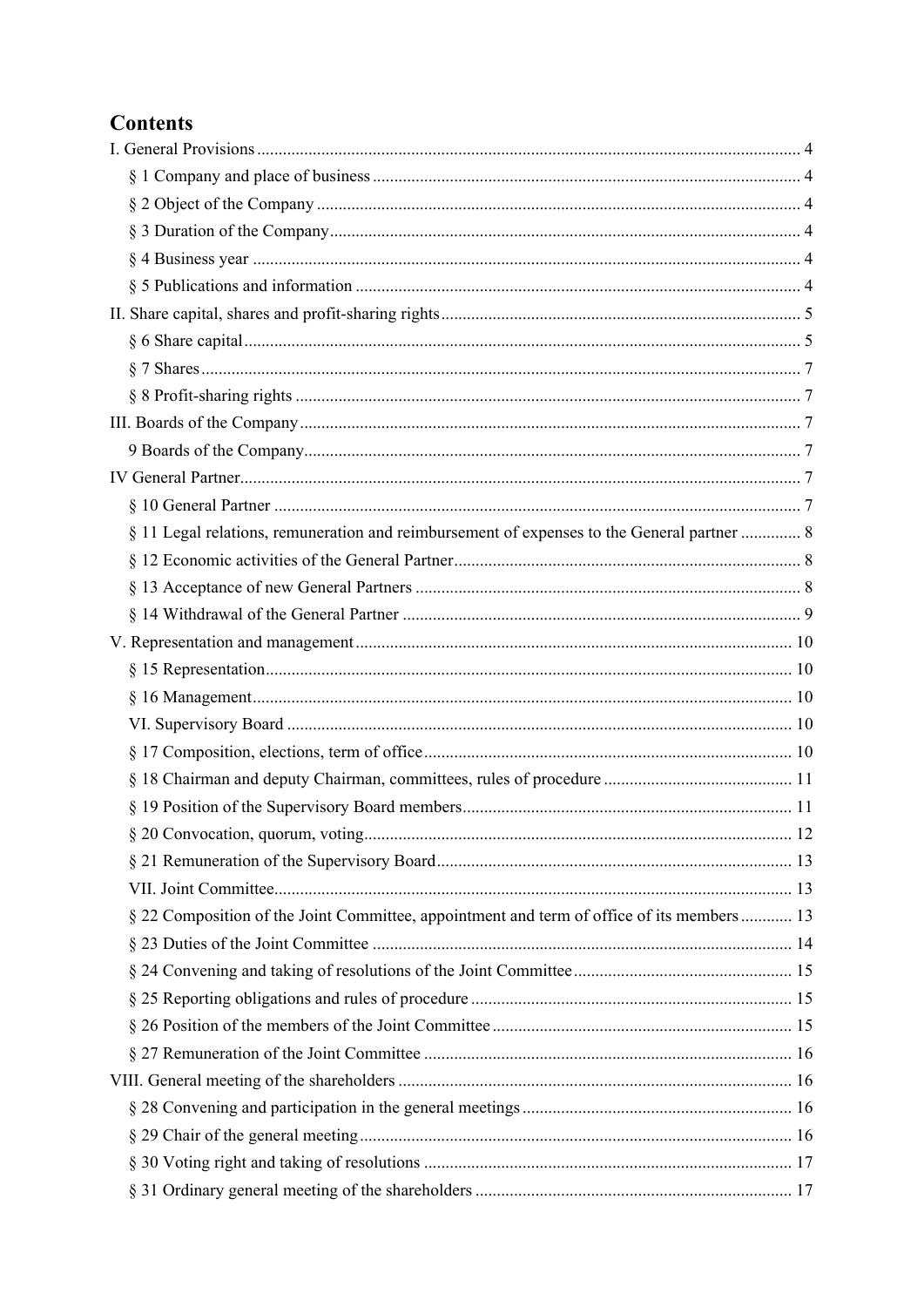# Contents

I. General Provisions .......... 4

§ 1 Company and place of business .......... 4

§ 2 Object of the Company .......... 4

§ 3 Duration of the Company .......... 4

§ 4 Business year .......... 4

§ 5 Publications and information .......... 4

II. Share capital, shares and profit-sharing rights .......... 5

§ 6 Share capital .......... 5

§ 7 Shares .......... 7

§ 8 Profit-sharing rights .......... 7

III. Boards of the Company .......... 7

9 Boards of the Company .......... 7

IV General Partner .......... 7

§ 10 General Partner .......... 7

§ 11 Legal relations, remuneration and reimbursement of expenses to the General partner .......... 8

§ 12 Economic activities of the General Partner .......... 8

§ 13 Acceptance of new General Partners .......... 8

§ 14 Withdrawal of the General Partner .......... 9

V. Representation and management .......... 10

§ 15 Representation .......... 10

§ 16 Management .......... 10

VI. Supervisory Board .......... 10

§ 17 Composition, elections, term of office .......... 10

§ 18 Chairman and deputy Chairman, committees, rules of procedure .......... 11

§ 19 Position of the Supervisory Board members .......... 11

§ 20 Convocation, quorum, voting .......... 12

§ 21 Remuneration of the Supervisory Board .......... 13

VII. Joint Committee .......... 13

§ 22 Composition of the Joint Committee, appointment and term of office of its members .......... 13

§ 23 Duties of the Joint Committee .......... 14

§ 24 Convening and taking of resolutions of the Joint Committee .......... 15

§ 25 Reporting obligations and rules of procedure .......... 15

§ 26 Position of the members of the Joint Committee .......... 15

§ 27 Remuneration of the Joint Committee .......... 16

VIII. General meeting of the shareholders .......... 16

§ 28 Convening and participation in the general meetings .......... 16

§ 29 Chair of the general meeting .......... 16

§ 30 Voting right and taking of resolutions .......... 17

§ 31 Ordinary general meeting of the shareholders .......... 17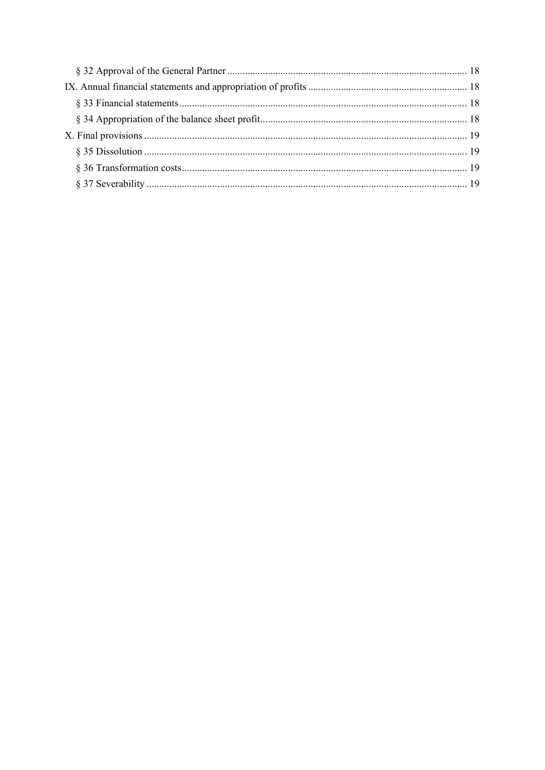§ 32 Approval of the General Partner ............................................................................................ 18

IX. Annual financial statements and appropriation of profits ............................................................ 18

§ 33 Financial statements ................................................................................................................ 18

§ 34 Appropriation of the balance sheet profit ................................................................................ 18

X. Final provisions ............................................................................................................................ 19

§ 35 Dissolution ............................................................................................................................... 19

§ 36 Transformation costs ............................................................................................................... 19

§ 37 Severability .............................................................................................................................. 19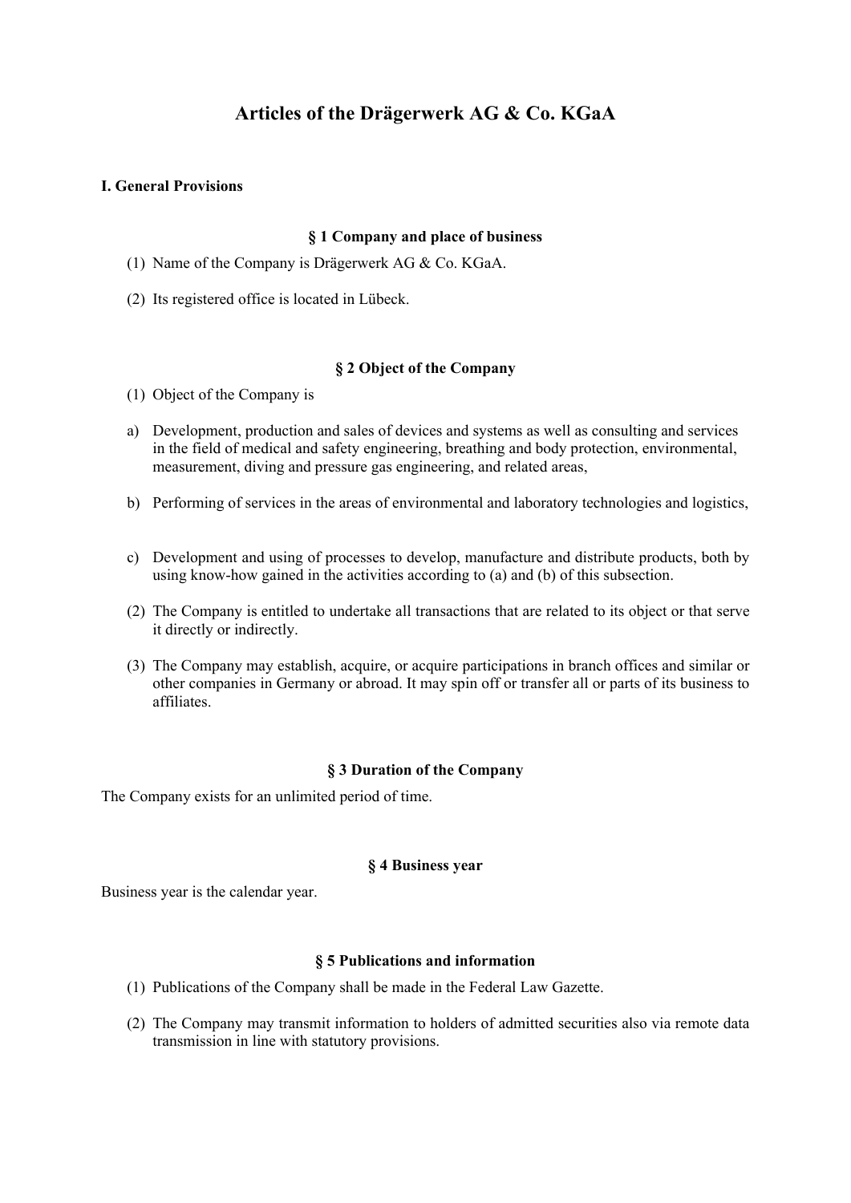# Articles of the Drägerwerk AG & Co. KGaA

## I. General Provisions

### § 1 Company and place of business

(1) Name of the Company is Drägerwerk AG & Co. KGaA.

(2) Its registered office is located in Lübeck.

### § 2 Object of the Company

(1) Object of the Company is

a) Development, production and sales of devices and systems as well as consulting and services in the field of medical and safety engineering, breathing and body protection, environmental, measurement, diving and pressure gas engineering, and related areas,

b) Performing of services in the areas of environmental and laboratory technologies and logistics,

c) Development and using of processes to develop, manufacture and distribute products, both by using know-how gained in the activities according to (a) and (b) of this subsection.

(2) The Company is entitled to undertake all transactions that are related to its object or that serve it directly or indirectly.

(3) The Company may establish, acquire, or acquire participations in branch offices and similar or other companies in Germany or abroad. It may spin off or transfer all or parts of its business to affiliates.

### § 3 Duration of the Company

The Company exists for an unlimited period of time.

### § 4 Business year

Business year is the calendar year.

### § 5 Publications and information

(1) Publications of the Company shall be made in the Federal Law Gazette.

(2) The Company may transmit information to holders of admitted securities also via remote data transmission in line with statutory provisions.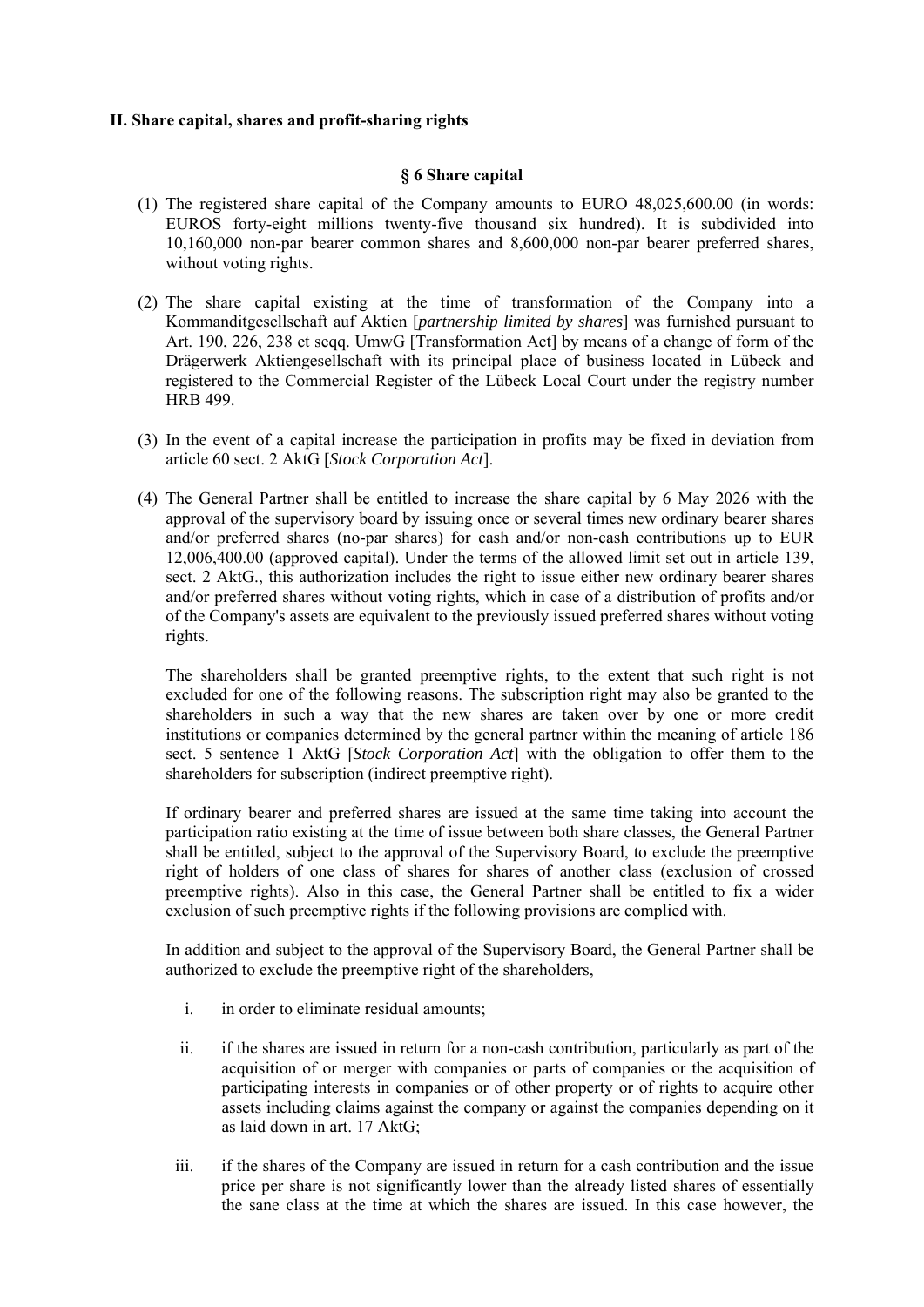**II. Share capital, shares and profit-sharing rights**

**§ 6 Share capital**

(1) The registered share capital of the Company amounts to EURO 48,025,600.00 (in words: EUROS forty-eight millions twenty-five thousand six hundred). It is subdivided into 10,160,000 non-par bearer common shares and 8,600,000 non-par bearer preferred shares, without voting rights.

(2) The share capital existing at the time of transformation of the Company into a Kommanditgesellschaft auf Aktien [*partnership limited by shares*] was furnished pursuant to Art. 190, 226, 238 et seqq. UmwG [Transformation Act] by means of a change of form of the Drägerwerk Aktiengesellschaft with its principal place of business located in Lübeck and registered to the Commercial Register of the Lübeck Local Court under the registry number HRB 499.

(3) In the event of a capital increase the participation in profits may be fixed in deviation from article 60 sect. 2 AktG [*Stock Corporation Act*].

(4) The General Partner shall be entitled to increase the share capital by 6 May 2026 with the approval of the supervisory board by issuing once or several times new ordinary bearer shares and/or preferred shares (no-par shares) for cash and/or non-cash contributions up to EUR 12,006,400.00 (approved capital). Under the terms of the allowed limit set out in article 139, sect. 2 AktG., this authorization includes the right to issue either new ordinary bearer shares and/or preferred shares without voting rights, which in case of a distribution of profits and/or of the Company's assets are equivalent to the previously issued preferred shares without voting rights.

   The shareholders shall be granted preemptive rights, to the extent that such right is not excluded for one of the following reasons. The subscription right may also be granted to the shareholders in such a way that the new shares are taken over by one or more credit institutions or companies determined by the general partner within the meaning of article 186 sect. 5 sentence 1 AktG [*Stock Corporation Act*] with the obligation to offer them to the shareholders for subscription (indirect preemptive right).

   If ordinary bearer and preferred shares are issued at the same time taking into account the participation ratio existing at the time of issue between both share classes, the General Partner shall be entitled, subject to the approval of the Supervisory Board, to exclude the preemptive right of holders of one class of shares for shares of another class (exclusion of crossed preemptive rights). Also in this case, the General Partner shall be entitled to fix a wider exclusion of such preemptive rights if the following provisions are complied with.

   In addition and subject to the approval of the Supervisory Board, the General Partner shall be authorized to exclude the preemptive right of the shareholders,

   i. in order to eliminate residual amounts;

   ii. if the shares are issued in return for a non-cash contribution, particularly as part of the acquisition of or merger with companies or parts of companies or the acquisition of participating interests in companies or of other property or of rights to acquire other assets including claims against the company or against the companies depending on it as laid down in art. 17 AktG;

   iii. if the shares of the Company are issued in return for a cash contribution and the issue price per share is not significantly lower than the already listed shares of essentially the sane class at the time at which the shares are issued. In this case however, the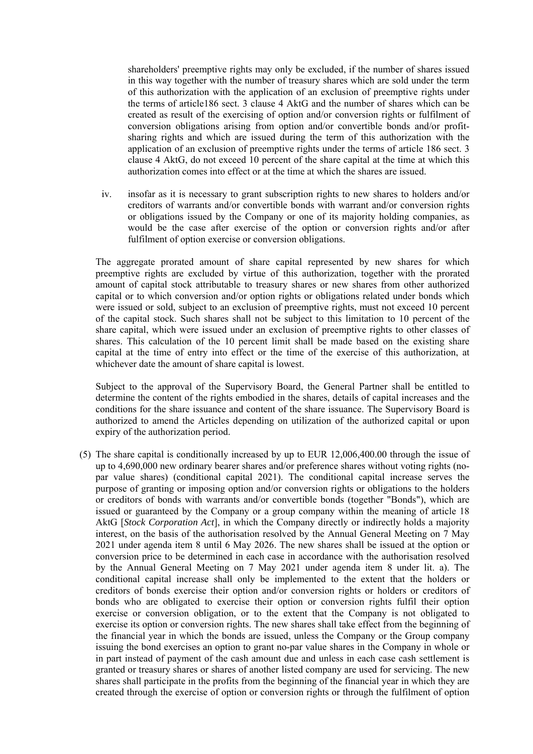shareholders' preemptive rights may only be excluded, if the number of shares issued in this way together with the number of treasury shares which are sold under the term of this authorization with the application of an exclusion of preemptive rights under the terms of article186 sect. 3 clause 4 AktG and the number of shares which can be created as result of the exercising of option and/or conversion rights or fulfilment of conversion obligations arising from option and/or convertible bonds and/or profit-sharing rights and which are issued during the term of this authorization with the application of an exclusion of preemptive rights under the terms of article 186 sect. 3 clause 4 AktG, do not exceed 10 percent of the share capital at the time at which this authorization comes into effect or at the time at which the shares are issued.

iv. insofar as it is necessary to grant subscription rights to new shares to holders and/or creditors of warrants and/or convertible bonds with warrant and/or conversion rights or obligations issued by the Company or one of its majority holding companies, as would be the case after exercise of the option or conversion rights and/or after fulfilment of option exercise or conversion obligations.

The aggregate prorated amount of share capital represented by new shares for which preemptive rights are excluded by virtue of this authorization, together with the prorated amount of capital stock attributable to treasury shares or new shares from other authorized capital or to which conversion and/or option rights or obligations related under bonds which were issued or sold, subject to an exclusion of preemptive rights, must not exceed 10 percent of the capital stock. Such shares shall not be subject to this limitation to 10 percent of the share capital, which were issued under an exclusion of preemptive rights to other classes of shares. This calculation of the 10 percent limit shall be made based on the existing share capital at the time of entry into effect or the time of the exercise of this authorization, at whichever date the amount of share capital is lowest.

Subject to the approval of the Supervisory Board, the General Partner shall be entitled to determine the content of the rights embodied in the shares, details of capital increases and the conditions for the share issuance and content of the share issuance. The Supervisory Board is authorized to amend the Articles depending on utilization of the authorized capital or upon expiry of the authorization period.

(5) The share capital is conditionally increased by up to EUR 12,006,400.00 through the issue of up to 4,690,000 new ordinary bearer shares and/or preference shares without voting rights (no-par value shares) (conditional capital 2021). The conditional capital increase serves the purpose of granting or imposing option and/or conversion rights or obligations to the holders or creditors of bonds with warrants and/or convertible bonds (together "Bonds"), which are issued or guaranteed by the Company or a group company within the meaning of article 18 AktG [*Stock Corporation Act*], in which the Company directly or indirectly holds a majority interest, on the basis of the authorisation resolved by the Annual General Meeting on 7 May 2021 under agenda item 8 until 6 May 2026. The new shares shall be issued at the option or conversion price to be determined in each case in accordance with the authorisation resolved by the Annual General Meeting on 7 May 2021 under agenda item 8 under lit. a). The conditional capital increase shall only be implemented to the extent that the holders or creditors of bonds exercise their option and/or conversion rights or holders or creditors of bonds who are obligated to exercise their option or conversion rights fulfil their option exercise or conversion obligation, or to the extent that the Company is not obligated to exercise its option or conversion rights. The new shares shall take effect from the beginning of the financial year in which the bonds are issued, unless the Company or the Group company issuing the bond exercises an option to grant no-par value shares in the Company in whole or in part instead of payment of the cash amount due and unless in each case cash settlement is granted or treasury shares or shares of another listed company are used for servicing. The new shares shall participate in the profits from the beginning of the financial year in which they are created through the exercise of option or conversion rights or through the fulfilment of option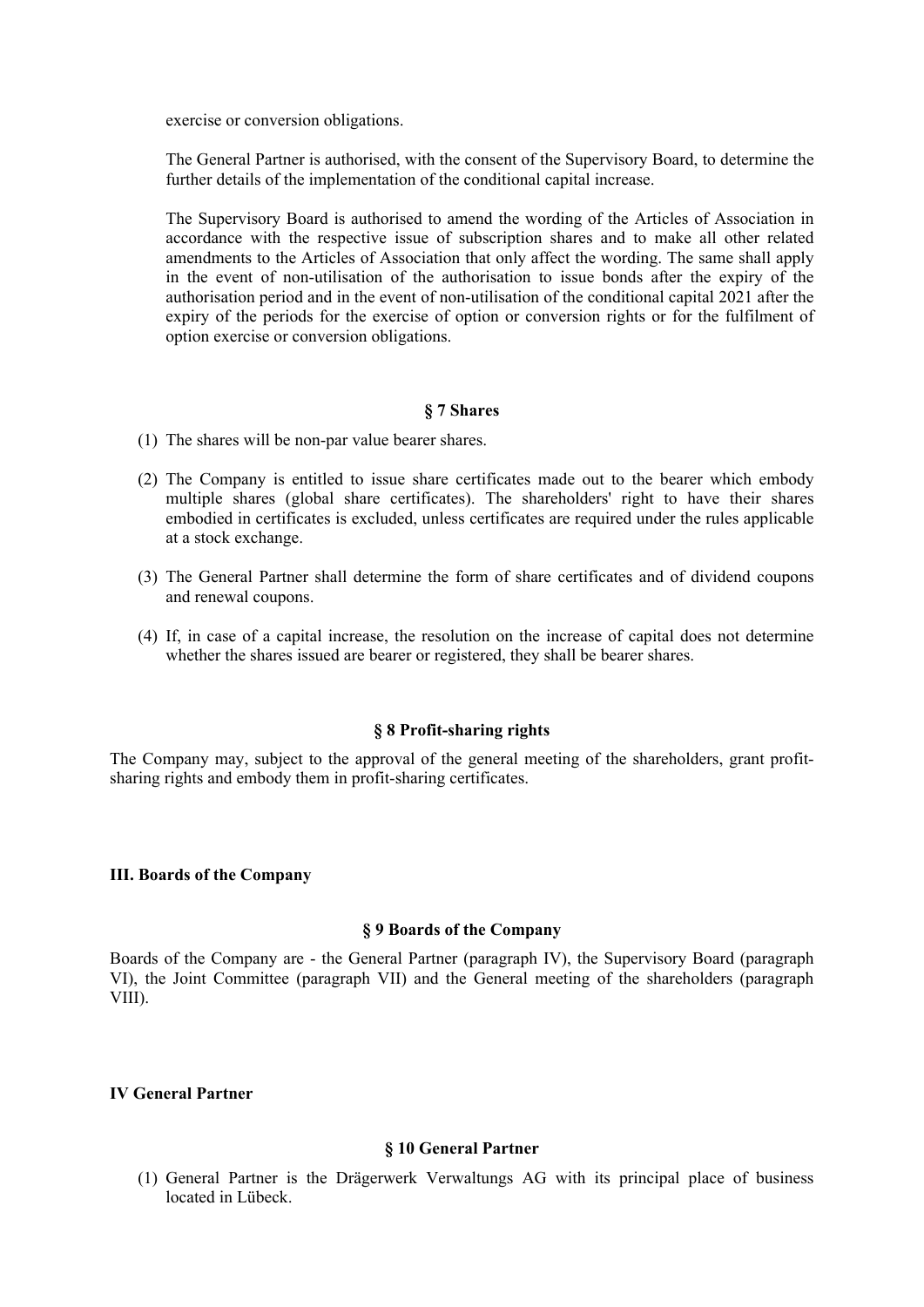exercise or conversion obligations.

The General Partner is authorised, with the consent of the Supervisory Board, to determine the further details of the implementation of the conditional capital increase.

The Supervisory Board is authorised to amend the wording of the Articles of Association in accordance with the respective issue of subscription shares and to make all other related amendments to the Articles of Association that only affect the wording. The same shall apply in the event of non-utilisation of the authorisation to issue bonds after the expiry of the authorisation period and in the event of non-utilisation of the conditional capital 2021 after the expiry of the periods for the exercise of option or conversion rights or for the fulfilment of option exercise or conversion obligations.

### § 7 Shares

(1) The shares will be non-par value bearer shares.

(2) The Company is entitled to issue share certificates made out to the bearer which embody multiple shares (global share certificates). The shareholders' right to have their shares embodied in certificates is excluded, unless certificates are required under the rules applicable at a stock exchange.

(3) The General Partner shall determine the form of share certificates and of dividend coupons and renewal coupons.

(4) If, in case of a capital increase, the resolution on the increase of capital does not determine whether the shares issued are bearer or registered, they shall be bearer shares.

### § 8 Profit-sharing rights

The Company may, subject to the approval of the general meeting of the shareholders, grant profit-sharing rights and embody them in profit-sharing certificates.

## III. Boards of the Company

### § 9 Boards of the Company

Boards of the Company are - the General Partner (paragraph IV), the Supervisory Board (paragraph VI), the Joint Committee (paragraph VII) and the General meeting of the shareholders (paragraph VIII).

## IV General Partner

### § 10 General Partner

(1) General Partner is the Drägerwerk Verwaltungs AG with its principal place of business located in Lübeck.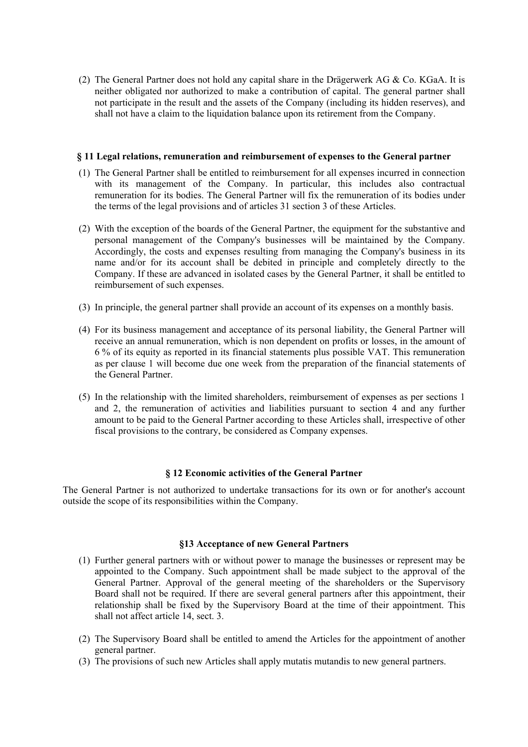(2) The General Partner does not hold any capital share in the Drägerwerk AG & Co. KGaA. It is neither obligated nor authorized to make a contribution of capital. The general partner shall not participate in the result and the assets of the Company (including its hidden reserves), and shall not have a claim to the liquidation balance upon its retirement from the Company.

### § 11 Legal relations, remuneration and reimbursement of expenses to the General partner

(1) The General Partner shall be entitled to reimbursement for all expenses incurred in connection with its management of the Company. In particular, this includes also contractual remuneration for its bodies. The General Partner will fix the remuneration of its bodies under the terms of the legal provisions and of articles 31 section 3 of these Articles.

(2) With the exception of the boards of the General Partner, the equipment for the substantive and personal management of the Company's businesses will be maintained by the Company. Accordingly, the costs and expenses resulting from managing the Company's business in its name and/or for its account shall be debited in principle and completely directly to the Company. If these are advanced in isolated cases by the General Partner, it shall be entitled to reimbursement of such expenses.

(3) In principle, the general partner shall provide an account of its expenses on a monthly basis.

(4) For its business management and acceptance of its personal liability, the General Partner will receive an annual remuneration, which is non dependent on profits or losses, in the amount of 6 % of its equity as reported in its financial statements plus possible VAT. This remuneration as per clause 1 will become due one week from the preparation of the financial statements of the General Partner.

(5) In the relationship with the limited shareholders, reimbursement of expenses as per sections 1 and 2, the remuneration of activities and liabilities pursuant to section 4 and any further amount to be paid to the General Partner according to these Articles shall, irrespective of other fiscal provisions to the contrary, be considered as Company expenses.

### § 12 Economic activities of the General Partner

The General Partner is not authorized to undertake transactions for its own or for another's account outside the scope of its responsibilities within the Company.

### §13 Acceptance of new General Partners

(1) Further general partners with or without power to manage the businesses or represent may be appointed to the Company. Such appointment shall be made subject to the approval of the General Partner. Approval of the general meeting of the shareholders or the Supervisory Board shall not be required. If there are several general partners after this appointment, their relationship shall be fixed by the Supervisory Board at the time of their appointment. This shall not affect article 14, sect. 3.

(2) The Supervisory Board shall be entitled to amend the Articles for the appointment of another general partner.

(3) The provisions of such new Articles shall apply mutatis mutandis to new general partners.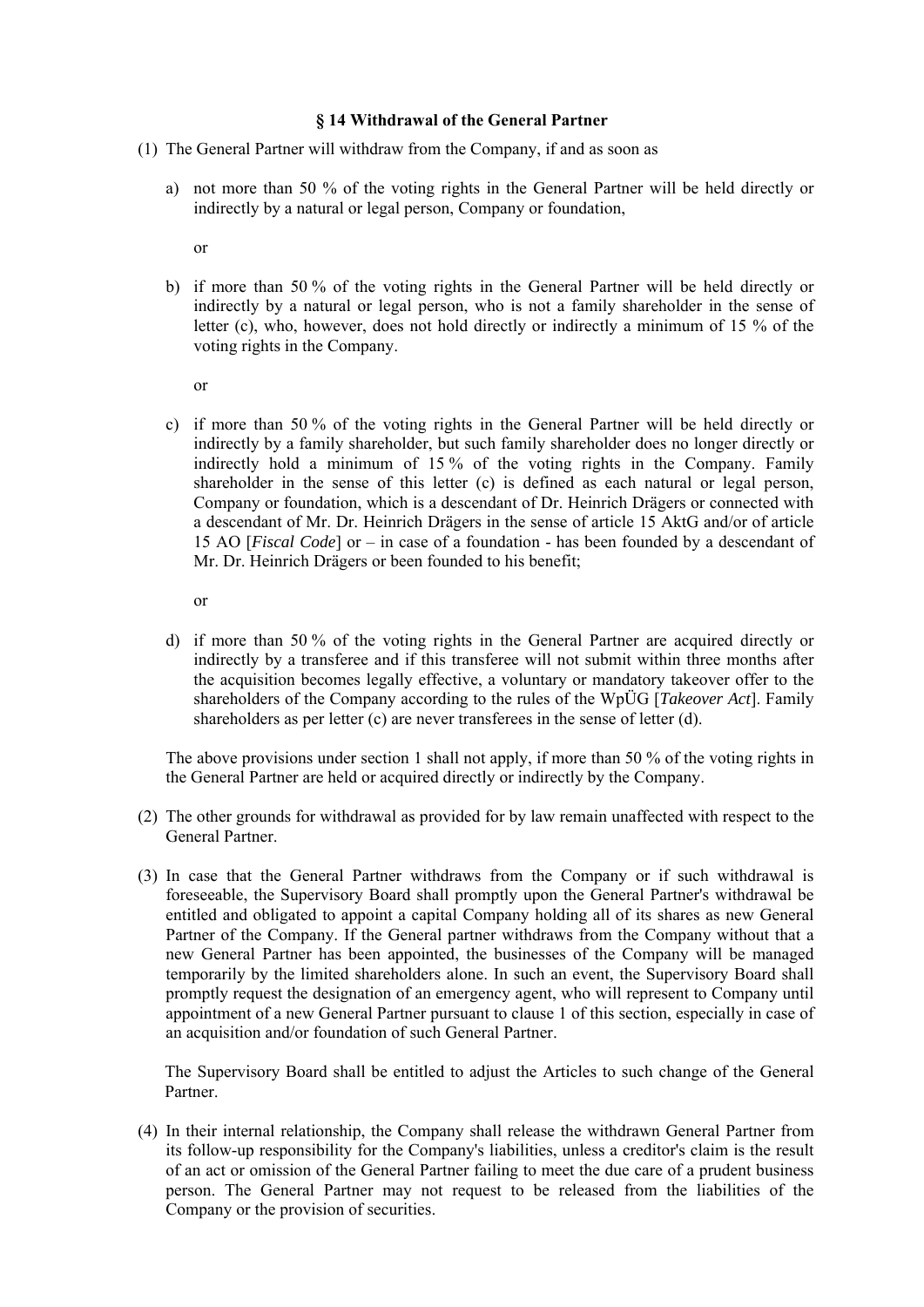### § 14 Withdrawal of the General Partner

(1) The General Partner will withdraw from the Company, if and as soon as

a) not more than 50 % of the voting rights in the General Partner will be held directly or indirectly by a natural or legal person, Company or foundation,

or

b) if more than 50 % of the voting rights in the General Partner will be held directly or indirectly by a natural or legal person, who is not a family shareholder in the sense of letter (c), who, however, does not hold directly or indirectly a minimum of 15 % of the voting rights in the Company.

or

c) if more than 50 % of the voting rights in the General Partner will be held directly or indirectly by a family shareholder, but such family shareholder does no longer directly or indirectly hold a minimum of 15 % of the voting rights in the Company. Family shareholder in the sense of this letter (c) is defined as each natural or legal person, Company or foundation, which is a descendant of Dr. Heinrich Drägers or connected with a descendant of Mr. Dr. Heinrich Drägers in the sense of article 15 AktG and/or of article 15 AO [*Fiscal Code*] or – in case of a foundation - has been founded by a descendant of Mr. Dr. Heinrich Drägers or been founded to his benefit;

or

d) if more than 50 % of the voting rights in the General Partner are acquired directly or indirectly by a transferee and if this transferee will not submit within three months after the acquisition becomes legally effective, a voluntary or mandatory takeover offer to the shareholders of the Company according to the rules of the WpÜG [*Takeover Act*]. Family shareholders as per letter (c) are never transferees in the sense of letter (d).

The above provisions under section 1 shall not apply, if more than 50 % of the voting rights in the General Partner are held or acquired directly or indirectly by the Company.

(2) The other grounds for withdrawal as provided for by law remain unaffected with respect to the General Partner.

(3) In case that the General Partner withdraws from the Company or if such withdrawal is foreseeable, the Supervisory Board shall promptly upon the General Partner's withdrawal be entitled and obligated to appoint a capital Company holding all of its shares as new General Partner of the Company. If the General partner withdraws from the Company without that a new General Partner has been appointed, the businesses of the Company will be managed temporarily by the limited shareholders alone. In such an event, the Supervisory Board shall promptly request the designation of an emergency agent, who will represent to Company until appointment of a new General Partner pursuant to clause 1 of this section, especially in case of an acquisition and/or foundation of such General Partner.

The Supervisory Board shall be entitled to adjust the Articles to such change of the General Partner.

(4) In their internal relationship, the Company shall release the withdrawn General Partner from its follow-up responsibility for the Company's liabilities, unless a creditor's claim is the result of an act or omission of the General Partner failing to meet the due care of a prudent business person. The General Partner may not request to be released from the liabilities of the Company or the provision of securities.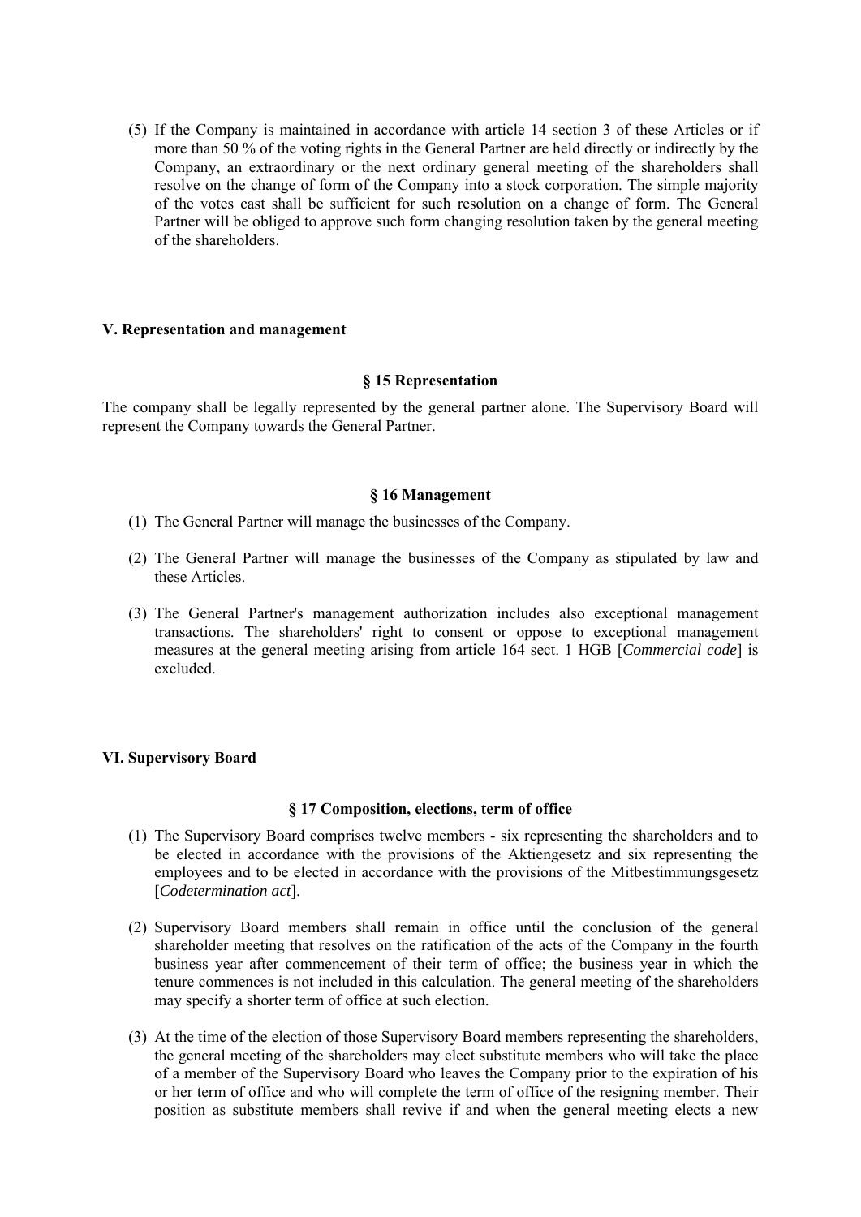(5) If the Company is maintained in accordance with article 14 section 3 of these Articles or if more than 50 % of the voting rights in the General Partner are held directly or indirectly by the Company, an extraordinary or the next ordinary general meeting of the shareholders shall resolve on the change of form of the Company into a stock corporation. The simple majority of the votes cast shall be sufficient for such resolution on a change of form. The General Partner will be obliged to approve such form changing resolution taken by the general meeting of the shareholders.

## V. Representation and management

### § 15 Representation

The company shall be legally represented by the general partner alone. The Supervisory Board will represent the Company towards the General Partner.

### § 16 Management

(1) The General Partner will manage the businesses of the Company.

(2) The General Partner will manage the businesses of the Company as stipulated by law and these Articles.

(3) The General Partner's management authorization includes also exceptional management transactions. The shareholders' right to consent or oppose to exceptional management measures at the general meeting arising from article 164 sect. 1 HGB [*Commercial code*] is excluded.

## VI. Supervisory Board

### § 17 Composition, elections, term of office

(1) The Supervisory Board comprises twelve members - six representing the shareholders and to be elected in accordance with the provisions of the Aktiengesetz and six representing the employees and to be elected in accordance with the provisions of the Mitbestimmungsgesetz [*Codetermination act*].

(2) Supervisory Board members shall remain in office until the conclusion of the general shareholder meeting that resolves on the ratification of the acts of the Company in the fourth business year after commencement of their term of office; the business year in which the tenure commences is not included in this calculation. The general meeting of the shareholders may specify a shorter term of office at such election.

(3) At the time of the election of those Supervisory Board members representing the shareholders, the general meeting of the shareholders may elect substitute members who will take the place of a member of the Supervisory Board who leaves the Company prior to the expiration of his or her term of office and who will complete the term of office of the resigning member. Their position as substitute members shall revive if and when the general meeting elects a new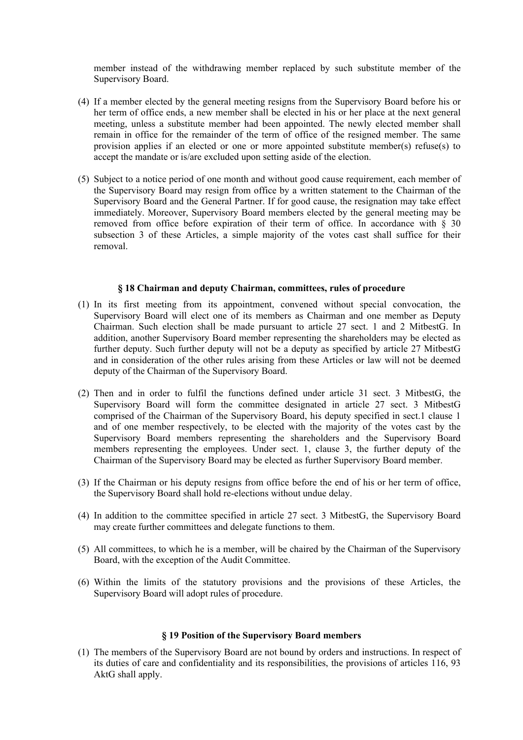member instead of the withdrawing member replaced by such substitute member of the Supervisory Board.

(4) If a member elected by the general meeting resigns from the Supervisory Board before his or her term of office ends, a new member shall be elected in his or her place at the next general meeting, unless a substitute member had been appointed. The newly elected member shall remain in office for the remainder of the term of office of the resigned member. The same provision applies if an elected or one or more appointed substitute member(s) refuse(s) to accept the mandate or is/are excluded upon setting aside of the election.

(5) Subject to a notice period of one month and without good cause requirement, each member of the Supervisory Board may resign from office by a written statement to the Chairman of the Supervisory Board and the General Partner. If for good cause, the resignation may take effect immediately. Moreover, Supervisory Board members elected by the general meeting may be removed from office before expiration of their term of office. In accordance with § 30 subsection 3 of these Articles, a simple majority of the votes cast shall suffice for their removal.

### § 18 Chairman and deputy Chairman, committees, rules of procedure

(1) In its first meeting from its appointment, convened without special convocation, the Supervisory Board will elect one of its members as Chairman and one member as Deputy Chairman. Such election shall be made pursuant to article 27 sect. 1 and 2 MitbestG. In addition, another Supervisory Board member representing the shareholders may be elected as further deputy. Such further deputy will not be a deputy as specified by article 27 MitbestG and in consideration of the other rules arising from these Articles or law will not be deemed deputy of the Chairman of the Supervisory Board.

(2) Then and in order to fulfil the functions defined under article 31 sect. 3 MitbestG, the Supervisory Board will form the committee designated in article 27 sect. 3 MitbestG comprised of the Chairman of the Supervisory Board, his deputy specified in sect.1 clause 1 and of one member respectively, to be elected with the majority of the votes cast by the Supervisory Board members representing the shareholders and the Supervisory Board members representing the employees. Under sect. 1, clause 3, the further deputy of the Chairman of the Supervisory Board may be elected as further Supervisory Board member.

(3) If the Chairman or his deputy resigns from office before the end of his or her term of office, the Supervisory Board shall hold re-elections without undue delay.

(4) In addition to the committee specified in article 27 sect. 3 MitbestG, the Supervisory Board may create further committees and delegate functions to them.

(5) All committees, to which he is a member, will be chaired by the Chairman of the Supervisory Board, with the exception of the Audit Committee.

(6) Within the limits of the statutory provisions and the provisions of these Articles, the Supervisory Board will adopt rules of procedure.

### § 19 Position of the Supervisory Board members

(1) The members of the Supervisory Board are not bound by orders and instructions. In respect of its duties of care and confidentiality and its responsibilities, the provisions of articles 116, 93 AktG shall apply.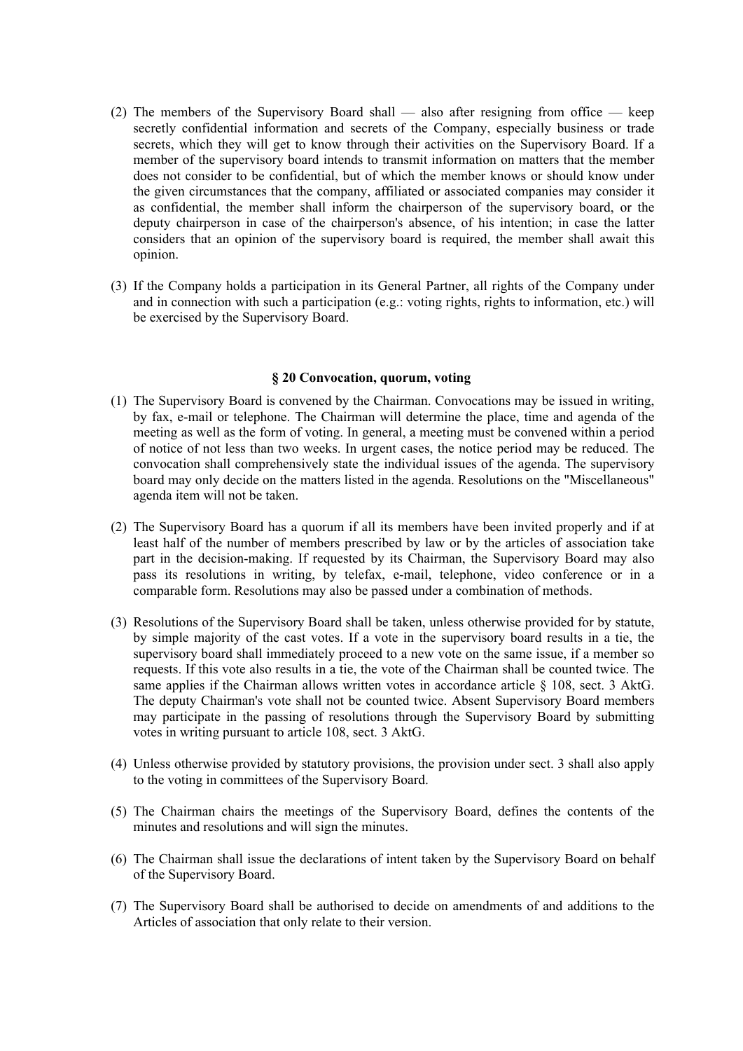(2) The members of the Supervisory Board shall — also after resigning from office — keep secretly confidential information and secrets of the Company, especially business or trade secrets, which they will get to know through their activities on the Supervisory Board. If a member of the supervisory board intends to transmit information on matters that the member does not consider to be confidential, but of which the member knows or should know under the given circumstances that the company, affiliated or associated companies may consider it as confidential, the member shall inform the chairperson of the supervisory board, or the deputy chairperson in case of the chairperson's absence, of his intention; in case the latter considers that an opinion of the supervisory board is required, the member shall await this opinion.

(3) If the Company holds a participation in its General Partner, all rights of the Company under and in connection with such a participation (e.g.: voting rights, rights to information, etc.) will be exercised by the Supervisory Board.

### § 20 Convocation, quorum, voting

(1) The Supervisory Board is convened by the Chairman. Convocations may be issued in writing, by fax, e-mail or telephone. The Chairman will determine the place, time and agenda of the meeting as well as the form of voting. In general, a meeting must be convened within a period of notice of not less than two weeks. In urgent cases, the notice period may be reduced. The convocation shall comprehensively state the individual issues of the agenda. The supervisory board may only decide on the matters listed in the agenda. Resolutions on the "Miscellaneous" agenda item will not be taken.

(2) The Supervisory Board has a quorum if all its members have been invited properly and if at least half of the number of members prescribed by law or by the articles of association take part in the decision-making. If requested by its Chairman, the Supervisory Board may also pass its resolutions in writing, by telefax, e-mail, telephone, video conference or in a comparable form. Resolutions may also be passed under a combination of methods.

(3) Resolutions of the Supervisory Board shall be taken, unless otherwise provided for by statute, by simple majority of the cast votes. If a vote in the supervisory board results in a tie, the supervisory board shall immediately proceed to a new vote on the same issue, if a member so requests. If this vote also results in a tie, the vote of the Chairman shall be counted twice. The same applies if the Chairman allows written votes in accordance article § 108, sect. 3 AktG. The deputy Chairman's vote shall not be counted twice. Absent Supervisory Board members may participate in the passing of resolutions through the Supervisory Board by submitting votes in writing pursuant to article 108, sect. 3 AktG.

(4) Unless otherwise provided by statutory provisions, the provision under sect. 3 shall also apply to the voting in committees of the Supervisory Board.

(5) The Chairman chairs the meetings of the Supervisory Board, defines the contents of the minutes and resolutions and will sign the minutes.

(6) The Chairman shall issue the declarations of intent taken by the Supervisory Board on behalf of the Supervisory Board.

(7) The Supervisory Board shall be authorised to decide on amendments of and additions to the Articles of association that only relate to their version.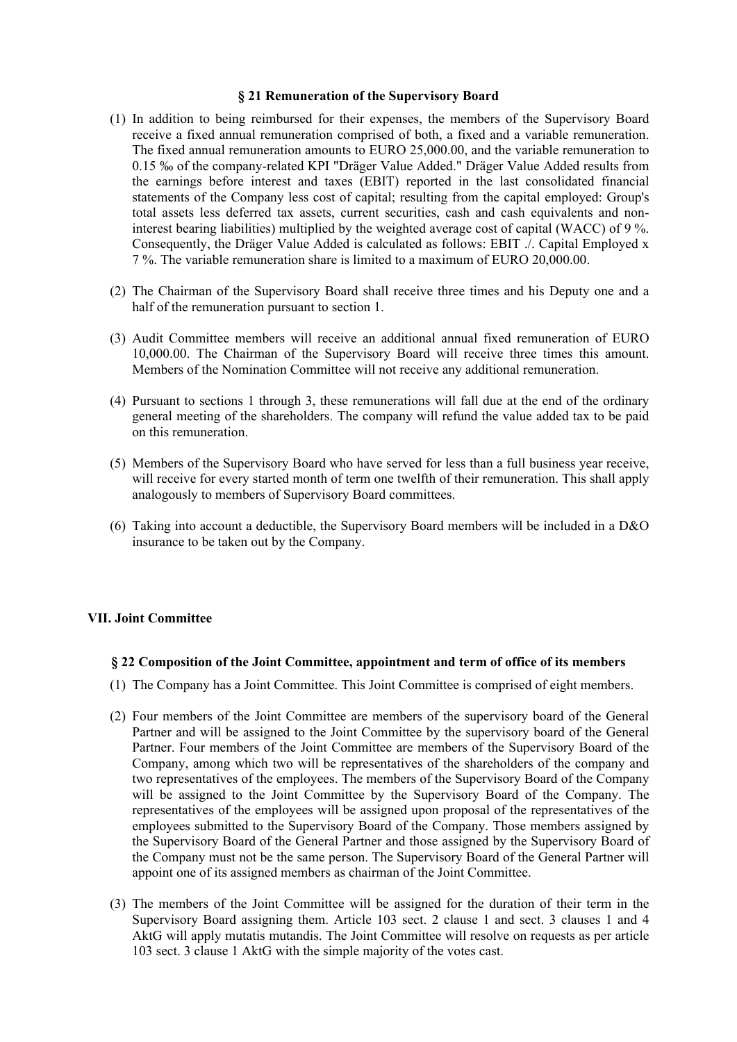### § 21 Remuneration of the Supervisory Board

(1) In addition to being reimbursed for their expenses, the members of the Supervisory Board receive a fixed annual remuneration comprised of both, a fixed and a variable remuneration. The fixed annual remuneration amounts to EURO 25,000.00, and the variable remuneration to 0.15 ‰ of the company-related KPI "Dräger Value Added." Dräger Value Added results from the earnings before interest and taxes (EBIT) reported in the last consolidated financial statements of the Company less cost of capital; resulting from the capital employed: Group's total assets less deferred tax assets, current securities, cash and cash equivalents and non-interest bearing liabilities) multiplied by the weighted average cost of capital (WACC) of 9 %. Consequently, the Dräger Value Added is calculated as follows: EBIT ./. Capital Employed x 7 %. The variable remuneration share is limited to a maximum of EURO 20,000.00.

(2) The Chairman of the Supervisory Board shall receive three times and his Deputy one and a half of the remuneration pursuant to section 1.

(3) Audit Committee members will receive an additional annual fixed remuneration of EURO 10,000.00. The Chairman of the Supervisory Board will receive three times this amount. Members of the Nomination Committee will not receive any additional remuneration.

(4) Pursuant to sections 1 through 3, these remunerations will fall due at the end of the ordinary general meeting of the shareholders. The company will refund the value added tax to be paid on this remuneration.

(5) Members of the Supervisory Board who have served for less than a full business year receive, will receive for every started month of term one twelfth of their remuneration. This shall apply analogously to members of Supervisory Board committees.

(6) Taking into account a deductible, the Supervisory Board members will be included in a D&O insurance to be taken out by the Company.

## VII. Joint Committee

### § 22 Composition of the Joint Committee, appointment and term of office of its members

(1) The Company has a Joint Committee. This Joint Committee is comprised of eight members.

(2) Four members of the Joint Committee are members of the supervisory board of the General Partner and will be assigned to the Joint Committee by the supervisory board of the General Partner. Four members of the Joint Committee are members of the Supervisory Board of the Company, among which two will be representatives of the shareholders of the company and two representatives of the employees. The members of the Supervisory Board of the Company will be assigned to the Joint Committee by the Supervisory Board of the Company. The representatives of the employees will be assigned upon proposal of the representatives of the employees submitted to the Supervisory Board of the Company. Those members assigned by the Supervisory Board of the General Partner and those assigned by the Supervisory Board of the Company must not be the same person. The Supervisory Board of the General Partner will appoint one of its assigned members as chairman of the Joint Committee.

(3) The members of the Joint Committee will be assigned for the duration of their term in the Supervisory Board assigning them. Article 103 sect. 2 clause 1 and sect. 3 clauses 1 and 4 AktG will apply mutatis mutandis. The Joint Committee will resolve on requests as per article 103 sect. 3 clause 1 AktG with the simple majority of the votes cast.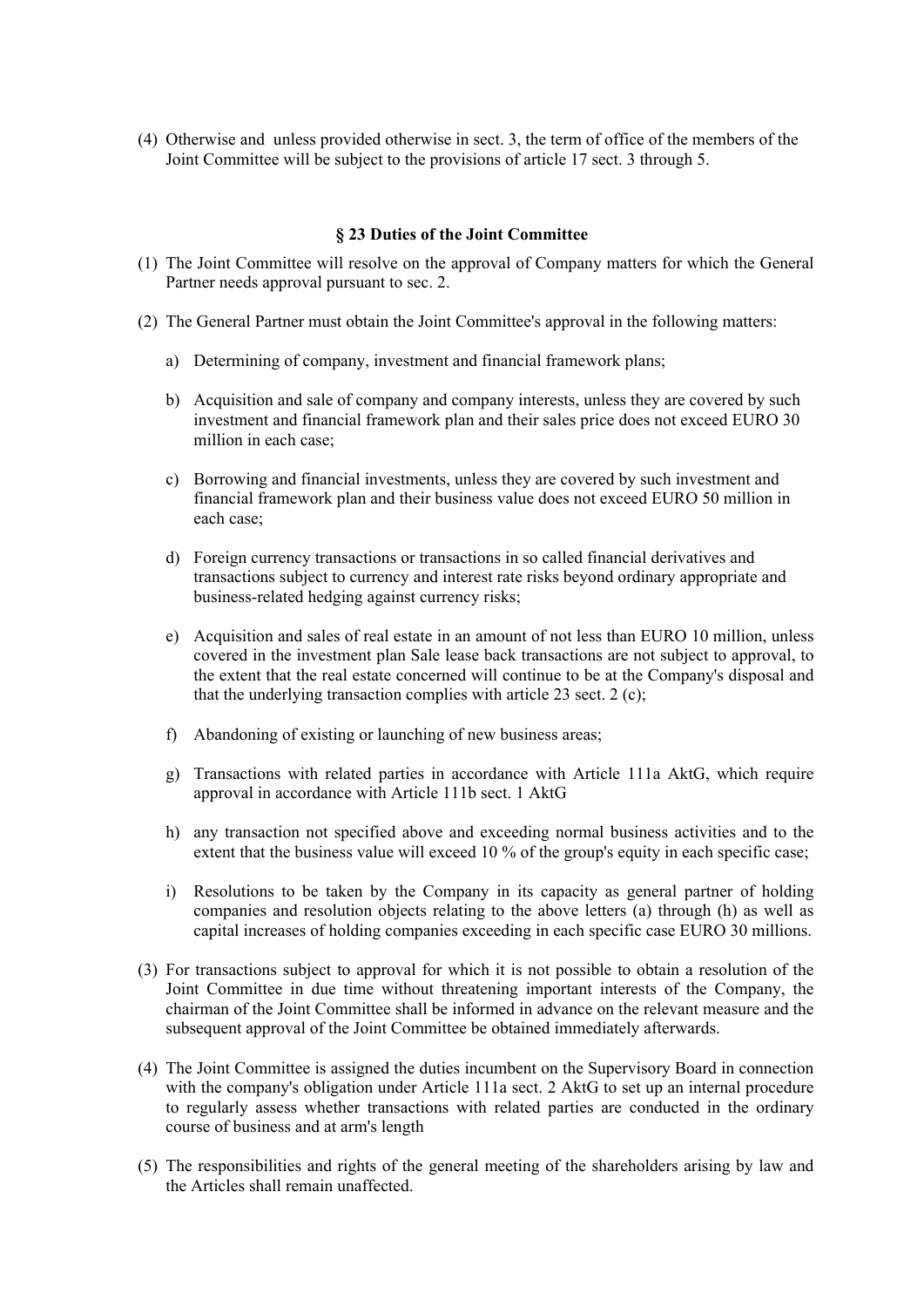(4) Otherwise and unless provided otherwise in sect. 3, the term of office of the members of the Joint Committee will be subject to the provisions of article 17 sect. 3 through 5.

### § 23 Duties of the Joint Committee

(1) The Joint Committee will resolve on the approval of Company matters for which the General Partner needs approval pursuant to sec. 2.

(2) The General Partner must obtain the Joint Committee's approval in the following matters:

a) Determining of company, investment and financial framework plans;

b) Acquisition and sale of company and company interests, unless they are covered by such investment and financial framework plan and their sales price does not exceed EURO 30 million in each case;

c) Borrowing and financial investments, unless they are covered by such investment and financial framework plan and their business value does not exceed EURO 50 million in each case;

d) Foreign currency transactions or transactions in so called financial derivatives and transactions subject to currency and interest rate risks beyond ordinary appropriate and business-related hedging against currency risks;

e) Acquisition and sales of real estate in an amount of not less than EURO 10 million, unless covered in the investment plan Sale lease back transactions are not subject to approval, to the extent that the real estate concerned will continue to be at the Company's disposal and that the underlying transaction complies with article 23 sect. 2 (c);

f) Abandoning of existing or launching of new business areas;

g) Transactions with related parties in accordance with Article 111a AktG, which require approval in accordance with Article 111b sect. 1 AktG

h) any transaction not specified above and exceeding normal business activities and to the extent that the business value will exceed 10 % of the group's equity in each specific case;

i) Resolutions to be taken by the Company in its capacity as general partner of holding companies and resolution objects relating to the above letters (a) through (h) as well as capital increases of holding companies exceeding in each specific case EURO 30 millions.

(3) For transactions subject to approval for which it is not possible to obtain a resolution of the Joint Committee in due time without threatening important interests of the Company, the chairman of the Joint Committee shall be informed in advance on the relevant measure and the subsequent approval of the Joint Committee be obtained immediately afterwards.

(4) The Joint Committee is assigned the duties incumbent on the Supervisory Board in connection with the company's obligation under Article 111a sect. 2 AktG to set up an internal procedure to regularly assess whether transactions with related parties are conducted in the ordinary course of business and at arm's length

(5) The responsibilities and rights of the general meeting of the shareholders arising by law and the Articles shall remain unaffected.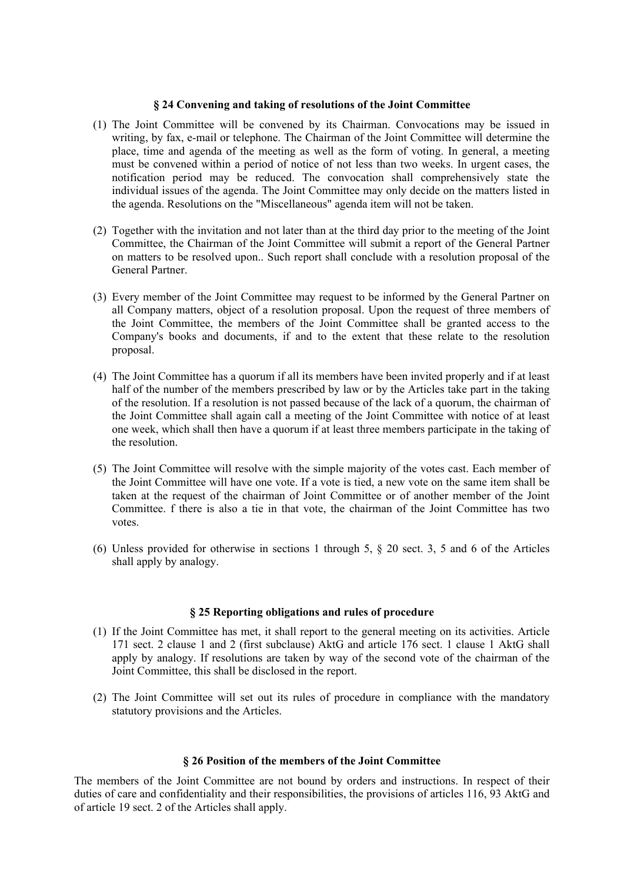### § 24 Convening and taking of resolutions of the Joint Committee

(1) The Joint Committee will be convened by its Chairman. Convocations may be issued in writing, by fax, e-mail or telephone. The Chairman of the Joint Committee will determine the place, time and agenda of the meeting as well as the form of voting. In general, a meeting must be convened within a period of notice of not less than two weeks. In urgent cases, the notification period may be reduced. The convocation shall comprehensively state the individual issues of the agenda. The Joint Committee may only decide on the matters listed in the agenda. Resolutions on the "Miscellaneous" agenda item will not be taken.

(2) Together with the invitation and not later than at the third day prior to the meeting of the Joint Committee, the Chairman of the Joint Committee will submit a report of the General Partner on matters to be resolved upon.. Such report shall conclude with a resolution proposal of the General Partner.

(3) Every member of the Joint Committee may request to be informed by the General Partner on all Company matters, object of a resolution proposal. Upon the request of three members of the Joint Committee, the members of the Joint Committee shall be granted access to the Company's books and documents, if and to the extent that these relate to the resolution proposal.

(4) The Joint Committee has a quorum if all its members have been invited properly and if at least half of the number of the members prescribed by law or by the Articles take part in the taking of the resolution. If a resolution is not passed because of the lack of a quorum, the chairman of the Joint Committee shall again call a meeting of the Joint Committee with notice of at least one week, which shall then have a quorum if at least three members participate in the taking of the resolution.

(5) The Joint Committee will resolve with the simple majority of the votes cast. Each member of the Joint Committee will have one vote. If a vote is tied, a new vote on the same item shall be taken at the request of the chairman of Joint Committee or of another member of the Joint Committee. f there is also a tie in that vote, the chairman of the Joint Committee has two votes.

(6) Unless provided for otherwise in sections 1 through 5, § 20 sect. 3, 5 and 6 of the Articles shall apply by analogy.

### § 25 Reporting obligations and rules of procedure

(1) If the Joint Committee has met, it shall report to the general meeting on its activities. Article 171 sect. 2 clause 1 and 2 (first subclause) AktG and article 176 sect. 1 clause 1 AktG shall apply by analogy. If resolutions are taken by way of the second vote of the chairman of the Joint Committee, this shall be disclosed in the report.

(2) The Joint Committee will set out its rules of procedure in compliance with the mandatory statutory provisions and the Articles.

### § 26 Position of the members of the Joint Committee

The members of the Joint Committee are not bound by orders and instructions. In respect of their duties of care and confidentiality and their responsibilities, the provisions of articles 116, 93 AktG and of article 19 sect. 2 of the Articles shall apply.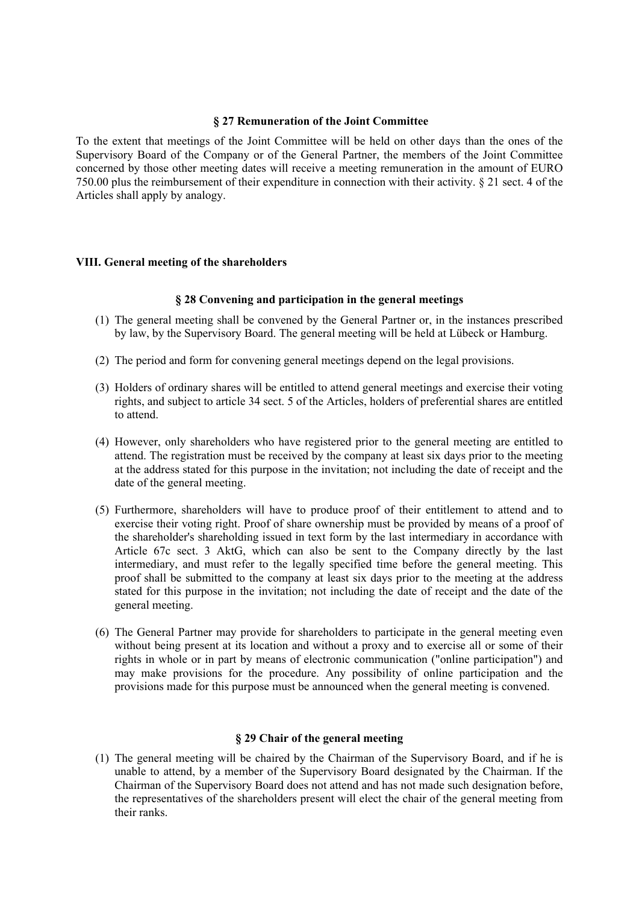### § 27 Remuneration of the Joint Committee

To the extent that meetings of the Joint Committee will be held on other days than the ones of the Supervisory Board of the Company or of the General Partner, the members of the Joint Committee concerned by those other meeting dates will receive a meeting remuneration in the amount of EURO 750.00 plus the reimbursement of their expenditure in connection with their activity. § 21 sect. 4 of the Articles shall apply by analogy.

## VIII. General meeting of the shareholders

### § 28 Convening and participation in the general meetings

(1) The general meeting shall be convened by the General Partner or, in the instances prescribed by law, by the Supervisory Board. The general meeting will be held at Lübeck or Hamburg.

(2) The period and form for convening general meetings depend on the legal provisions.

(3) Holders of ordinary shares will be entitled to attend general meetings and exercise their voting rights, and subject to article 34 sect. 5 of the Articles, holders of preferential shares are entitled to attend.

(4) However, only shareholders who have registered prior to the general meeting are entitled to attend. The registration must be received by the company at least six days prior to the meeting at the address stated for this purpose in the invitation; not including the date of receipt and the date of the general meeting.

(5) Furthermore, shareholders will have to produce proof of their entitlement to attend and to exercise their voting right. Proof of share ownership must be provided by means of a proof of the shareholder's shareholding issued in text form by the last intermediary in accordance with Article 67c sect. 3 AktG, which can also be sent to the Company directly by the last intermediary, and must refer to the legally specified time before the general meeting. This proof shall be submitted to the company at least six days prior to the meeting at the address stated for this purpose in the invitation; not including the date of receipt and the date of the general meeting.

(6) The General Partner may provide for shareholders to participate in the general meeting even without being present at its location and without a proxy and to exercise all or some of their rights in whole or in part by means of electronic communication ("online participation") and may make provisions for the procedure. Any possibility of online participation and the provisions made for this purpose must be announced when the general meeting is convened.

### § 29 Chair of the general meeting

(1) The general meeting will be chaired by the Chairman of the Supervisory Board, and if he is unable to attend, by a member of the Supervisory Board designated by the Chairman. If the Chairman of the Supervisory Board does not attend and has not made such designation before, the representatives of the shareholders present will elect the chair of the general meeting from their ranks.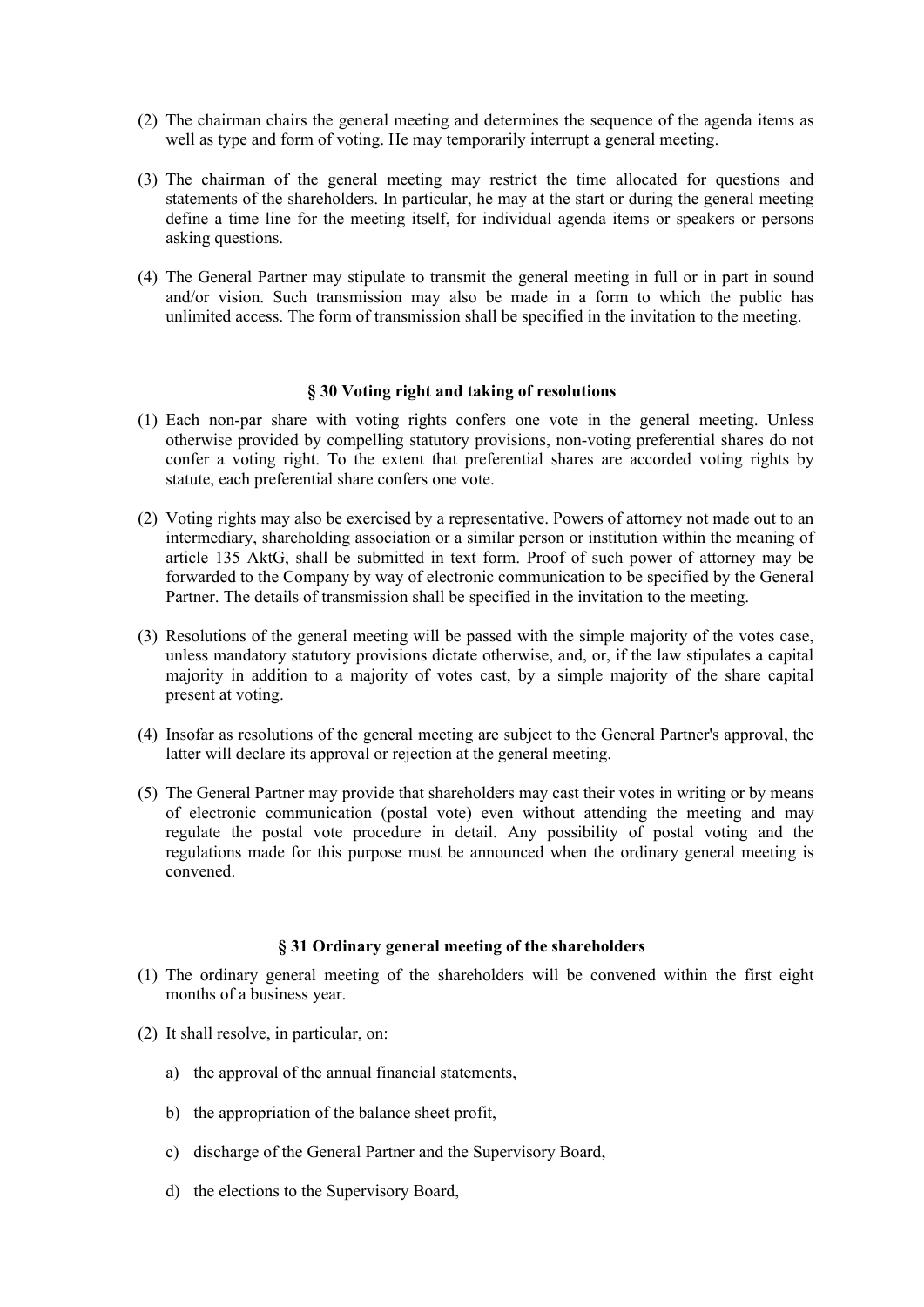(2) The chairman chairs the general meeting and determines the sequence of the agenda items as well as type and form of voting. He may temporarily interrupt a general meeting.

(3) The chairman of the general meeting may restrict the time allocated for questions and statements of the shareholders. In particular, he may at the start or during the general meeting define a time line for the meeting itself, for individual agenda items or speakers or persons asking questions.

(4) The General Partner may stipulate to transmit the general meeting in full or in part in sound and/or vision. Such transmission may also be made in a form to which the public has unlimited access. The form of transmission shall be specified in the invitation to the meeting.

### § 30 Voting right and taking of resolutions

(1) Each non-par share with voting rights confers one vote in the general meeting. Unless otherwise provided by compelling statutory provisions, non-voting preferential shares do not confer a voting right. To the extent that preferential shares are accorded voting rights by statute, each preferential share confers one vote.

(2) Voting rights may also be exercised by a representative. Powers of attorney not made out to an intermediary, shareholding association or a similar person or institution within the meaning of article 135 AktG, shall be submitted in text form. Proof of such power of attorney may be forwarded to the Company by way of electronic communication to be specified by the General Partner. The details of transmission shall be specified in the invitation to the meeting.

(3) Resolutions of the general meeting will be passed with the simple majority of the votes case, unless mandatory statutory provisions dictate otherwise, and, or, if the law stipulates a capital majority in addition to a majority of votes cast, by a simple majority of the share capital present at voting.

(4) Insofar as resolutions of the general meeting are subject to the General Partner's approval, the latter will declare its approval or rejection at the general meeting.

(5) The General Partner may provide that shareholders may cast their votes in writing or by means of electronic communication (postal vote) even without attending the meeting and may regulate the postal vote procedure in detail. Any possibility of postal voting and the regulations made for this purpose must be announced when the ordinary general meeting is convened.

### § 31 Ordinary general meeting of the shareholders

(1) The ordinary general meeting of the shareholders will be convened within the first eight months of a business year.

(2) It shall resolve, in particular, on:

   a) the approval of the annual financial statements,

   b) the appropriation of the balance sheet profit,

   c) discharge of the General Partner and the Supervisory Board,

   d) the elections to the Supervisory Board,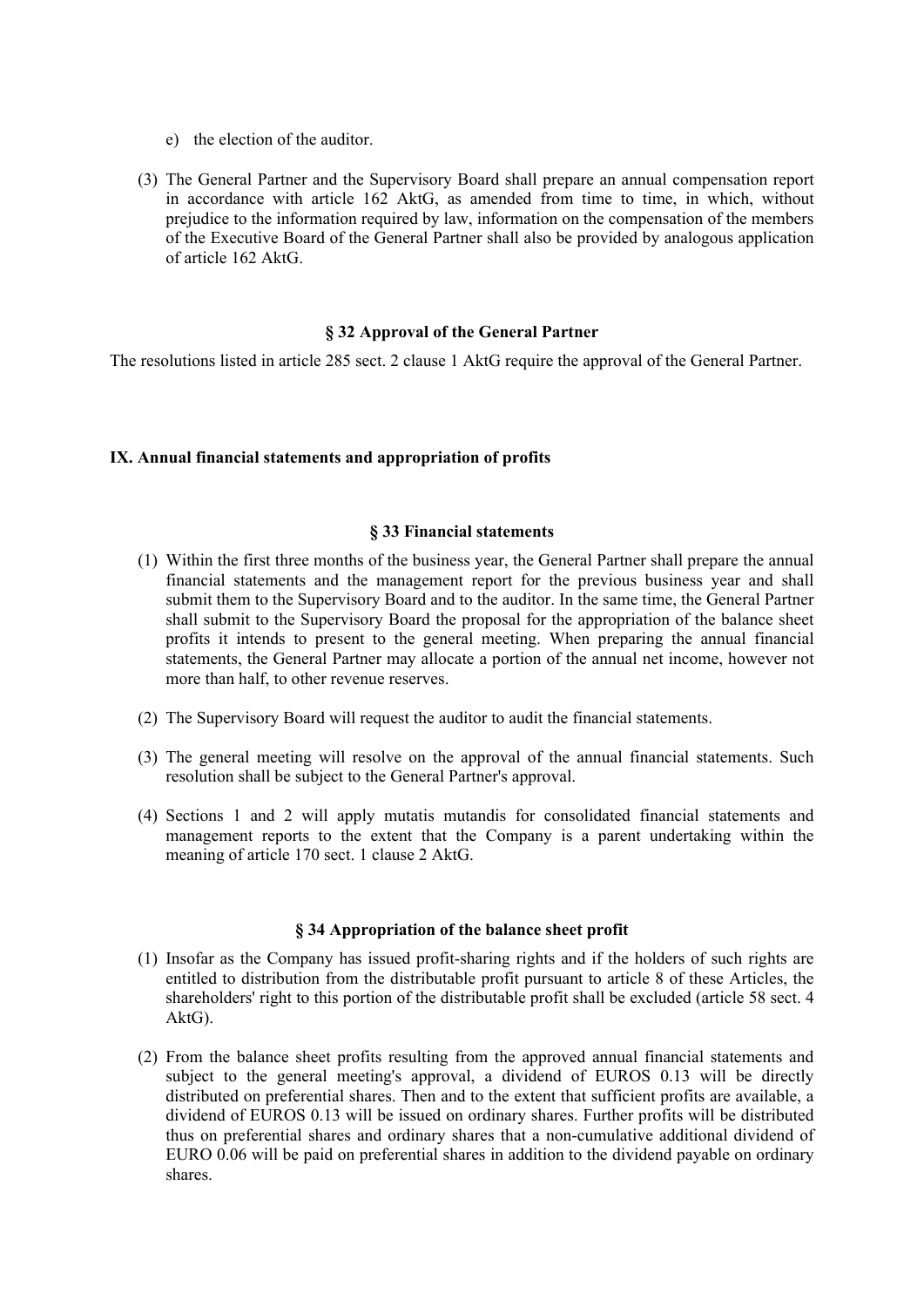e) the election of the auditor.

(3) The General Partner and the Supervisory Board shall prepare an annual compensation report in accordance with article 162 AktG, as amended from time to time, in which, without prejudice to the information required by law, information on the compensation of the members of the Executive Board of the General Partner shall also be provided by analogous application of article 162 AktG.

### § 32 Approval of the General Partner

The resolutions listed in article 285 sect. 2 clause 1 AktG require the approval of the General Partner.

## IX. Annual financial statements and appropriation of profits

### § 33 Financial statements

(1) Within the first three months of the business year, the General Partner shall prepare the annual financial statements and the management report for the previous business year and shall submit them to the Supervisory Board and to the auditor. In the same time, the General Partner shall submit to the Supervisory Board the proposal for the appropriation of the balance sheet profits it intends to present to the general meeting. When preparing the annual financial statements, the General Partner may allocate a portion of the annual net income, however not more than half, to other revenue reserves.

(2) The Supervisory Board will request the auditor to audit the financial statements.

(3) The general meeting will resolve on the approval of the annual financial statements. Such resolution shall be subject to the General Partner's approval.

(4) Sections 1 and 2 will apply mutatis mutandis for consolidated financial statements and management reports to the extent that the Company is a parent undertaking within the meaning of article 170 sect. 1 clause 2 AktG.

### § 34 Appropriation of the balance sheet profit

(1) Insofar as the Company has issued profit-sharing rights and if the holders of such rights are entitled to distribution from the distributable profit pursuant to article 8 of these Articles, the shareholders' right to this portion of the distributable profit shall be excluded (article 58 sect. 4 AktG).

(2) From the balance sheet profits resulting from the approved annual financial statements and subject to the general meeting's approval, a dividend of EUROS 0.13 will be directly distributed on preferential shares. Then and to the extent that sufficient profits are available, a dividend of EUROS 0.13 will be issued on ordinary shares. Further profits will be distributed thus on preferential shares and ordinary shares that a non-cumulative additional dividend of EURO 0.06 will be paid on preferential shares in addition to the dividend payable on ordinary shares.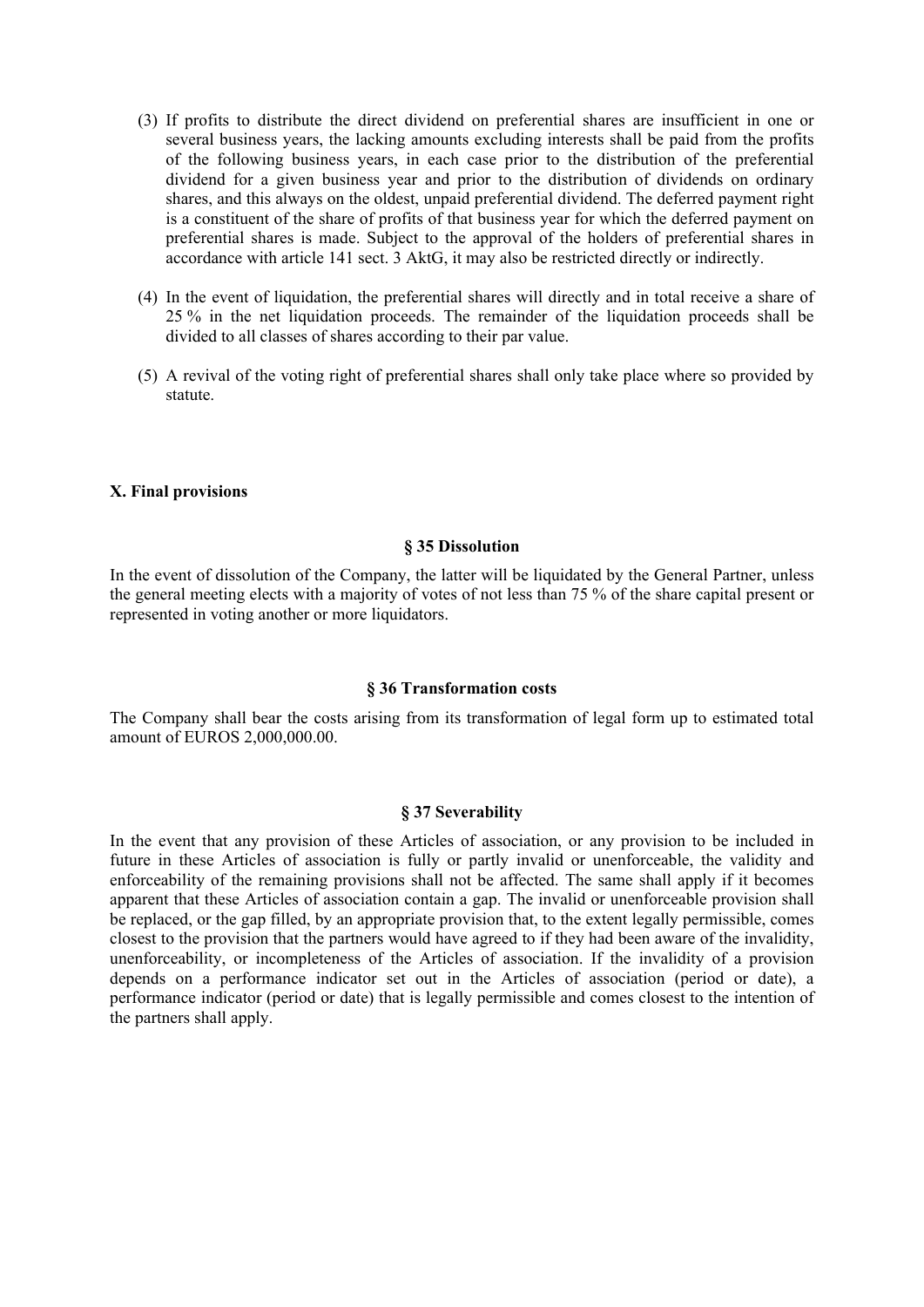(3) If profits to distribute the direct dividend on preferential shares are insufficient in one or several business years, the lacking amounts excluding interests shall be paid from the profits of the following business years, in each case prior to the distribution of the preferential dividend for a given business year and prior to the distribution of dividends on ordinary shares, and this always on the oldest, unpaid preferential dividend. The deferred payment right is a constituent of the share of profits of that business year for which the deferred payment on preferential shares is made. Subject to the approval of the holders of preferential shares in accordance with article 141 sect. 3 AktG, it may also be restricted directly or indirectly.

(4) In the event of liquidation, the preferential shares will directly and in total receive a share of 25 % in the net liquidation proceeds. The remainder of the liquidation proceeds shall be divided to all classes of shares according to their par value.

(5) A revival of the voting right of preferential shares shall only take place where so provided by statute.

## X. Final provisions

### § 35 Dissolution

In the event of dissolution of the Company, the latter will be liquidated by the General Partner, unless the general meeting elects with a majority of votes of not less than 75 % of the share capital present or represented in voting another or more liquidators.

### § 36 Transformation costs

The Company shall bear the costs arising from its transformation of legal form up to estimated total amount of EUROS 2,000,000.00.

### § 37 Severability

In the event that any provision of these Articles of association, or any provision to be included in future in these Articles of association is fully or partly invalid or unenforceable, the validity and enforceability of the remaining provisions shall not be affected. The same shall apply if it becomes apparent that these Articles of association contain a gap. The invalid or unenforceable provision shall be replaced, or the gap filled, by an appropriate provision that, to the extent legally permissible, comes closest to the provision that the partners would have agreed to if they had been aware of the invalidity, unenforceability, or incompleteness of the Articles of association. If the invalidity of a provision depends on a performance indicator set out in the Articles of association (period or date), a performance indicator (period or date) that is legally permissible and comes closest to the intention of the partners shall apply.